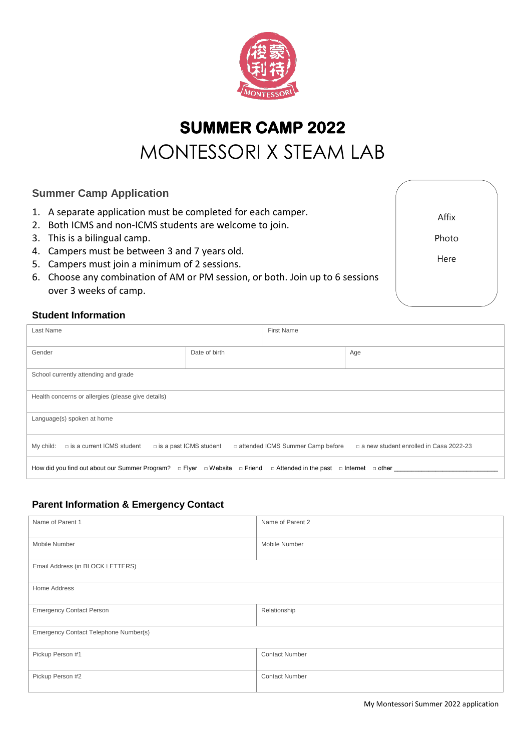# SUMMER CAMP 2022

# MONTESSORI X STEAM LAB

### Summer Camp Application

1. A separate application must be completed for each camper.
2. Both ICMS and non-ICMS students are welcome to join.
3. This is a bilingual camp.
4. Campers must be between 3 and 7 years old.
5. Campers must join a minimum of 2 sessions.
6. Choose any combination of AM or PM session, or both. Join up to 6 sessions over 3 weeks of camp.

Affix Photo Here

### Student Information

| Last Name | | First Name |
|---|---|---|
| Gender | Date of birth | Age |
| School currently attending and grade | | |
| Health concerns or allergies (please give details) | | |
| Language(s) spoken at home | | |
| My child: □ is a current ICMS student □ is a past ICMS student □ attended ICMS Summer Camp before □ a new student enrolled in Casa 2022-23 | | |
| How did you find out about our Summer Program? □ Flyer □ Website □ Friend □ Attended in the past □ Internet □ other ____________________________ | | |

### Parent Information & Emergency Contact

| Name of Parent 1 | Name of Parent 2 |
|---|---|
| Mobile Number | Mobile Number |
| Email Address (in BLOCK LETTERS) | |
| Home Address | |
| Emergency Contact Person | Relationship |
| Emergency Contact Telephone Number(s) | |
| Pickup Person #1 | Contact Number |
| Pickup Person #2 | Contact Number |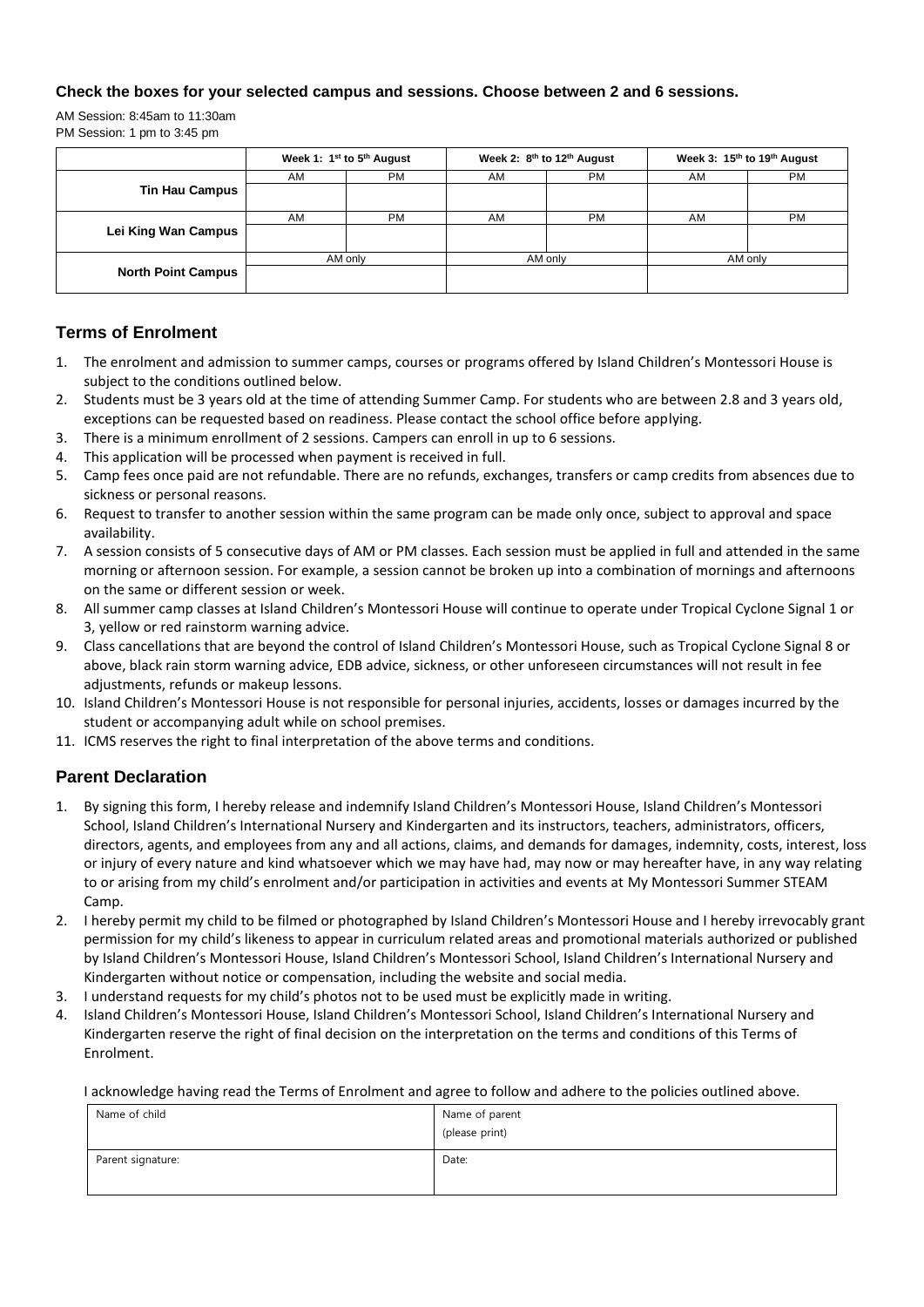**Check the boxes for your selected campus and sessions. Choose between 2 and 6 sessions.**

AM Session: 8:45am to 11:30am
PM Session: 1 pm to 3:45 pm

| | Week 1: 1st to 5th August | | Week 2: 8th to 12th August | | Week 3: 15th to 19th August | |
|---|---|---|---|---|---|---|
| **Tin Hau Campus** | AM | PM | AM | PM | AM | PM |
| | | | | | | |
| **Lei King Wan Campus** | AM | PM | AM | PM | AM | PM |
| | | | | | | |
| **North Point Campus** | AM only | | AM only | | AM only | |
| | | | | | | |

## Terms of Enrolment

1. The enrolment and admission to summer camps, courses or programs offered by Island Children's Montessori House is subject to the conditions outlined below.
2. Students must be 3 years old at the time of attending Summer Camp. For students who are between 2.8 and 3 years old, exceptions can be requested based on readiness. Please contact the school office before applying.
3. There is a minimum enrollment of 2 sessions. Campers can enroll in up to 6 sessions.
4. This application will be processed when payment is received in full.
5. Camp fees once paid are not refundable. There are no refunds, exchanges, transfers or camp credits from absences due to sickness or personal reasons.
6. Request to transfer to another session within the same program can be made only once, subject to approval and space availability.
7. A session consists of 5 consecutive days of AM or PM classes. Each session must be applied in full and attended in the same morning or afternoon session. For example, a session cannot be broken up into a combination of mornings and afternoons on the same or different session or week.
8. All summer camp classes at Island Children's Montessori House will continue to operate under Tropical Cyclone Signal 1 or 3, yellow or red rainstorm warning advice.
9. Class cancellations that are beyond the control of Island Children's Montessori House, such as Tropical Cyclone Signal 8 or above, black rain storm warning advice, EDB advice, sickness, or other unforeseen circumstances will not result in fee adjustments, refunds or makeup lessons.
10. Island Children's Montessori House is not responsible for personal injuries, accidents, losses or damages incurred by the student or accompanying adult while on school premises.
11. ICMS reserves the right to final interpretation of the above terms and conditions.

## Parent Declaration

1. By signing this form, I hereby release and indemnify Island Children's Montessori House, Island Children's Montessori School, Island Children's International Nursery and Kindergarten and its instructors, teachers, administrators, officers, directors, agents, and employees from any and all actions, claims, and demands for damages, indemnity, costs, interest, loss or injury of every nature and kind whatsoever which we may have had, may now or may hereafter have, in any way relating to or arising from my child's enrolment and/or participation in activities and events at My Montessori Summer STEAM Camp.
2. I hereby permit my child to be filmed or photographed by Island Children's Montessori House and I hereby irrevocably grant permission for my child's likeness to appear in curriculum related areas and promotional materials authorized or published by Island Children's Montessori House, Island Children's Montessori School, Island Children's International Nursery and Kindergarten without notice or compensation, including the website and social media.
3. I understand requests for my child's photos not to be used must be explicitly made in writing.
4. Island Children's Montessori House, Island Children's Montessori School, Island Children's International Nursery and Kindergarten reserve the right of final decision on the interpretation on the terms and conditions of this Terms of Enrolment.

I acknowledge having read the Terms of Enrolment and agree to follow and adhere to the policies outlined above.

| Name of child | Name of parent (please print) |
|---|---|
| Parent signature: | Date: |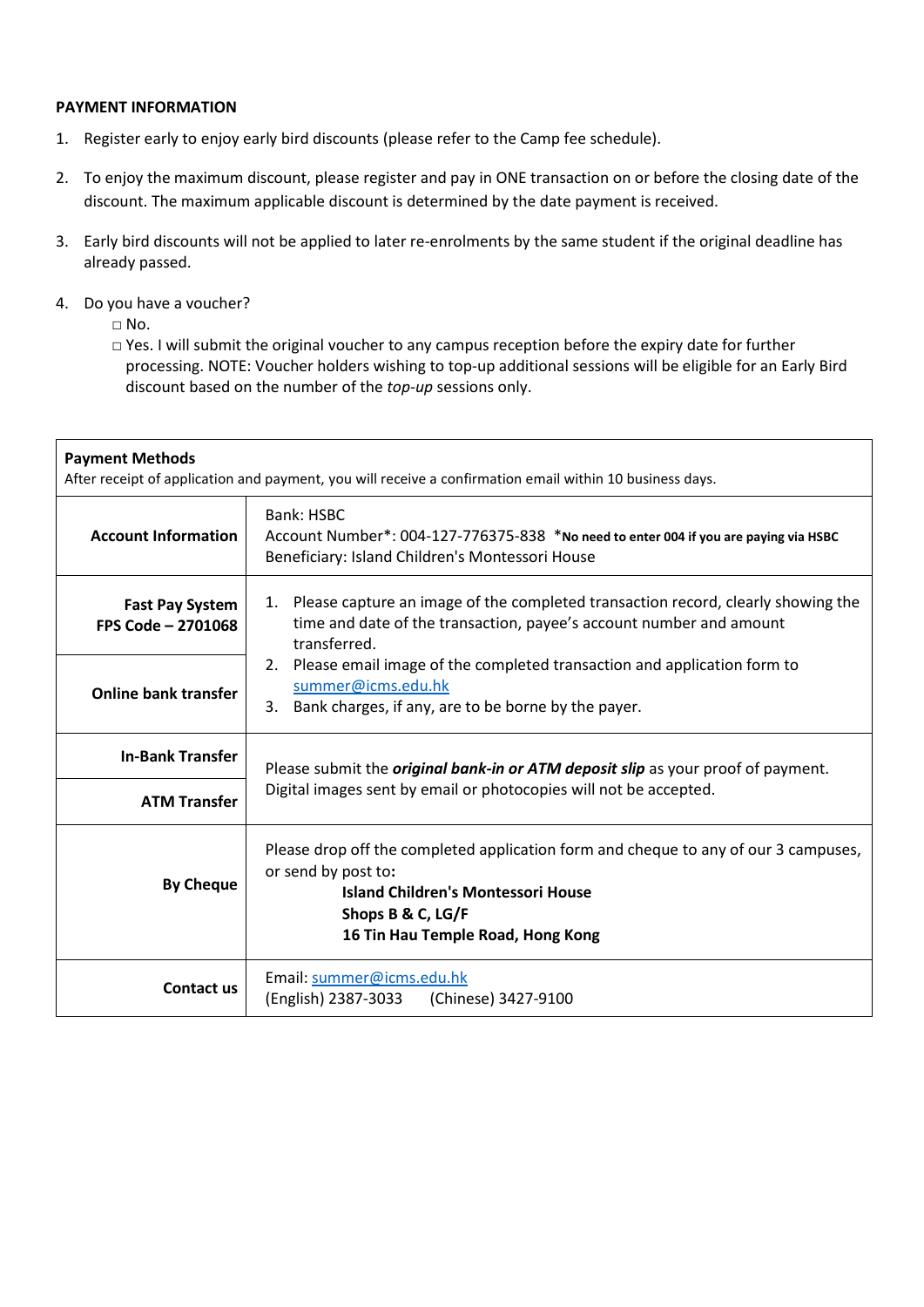**PAYMENT INFORMATION**

1. Register early to enjoy early bird discounts (please refer to the Camp fee schedule).
2. To enjoy the maximum discount, please register and pay in ONE transaction on or before the closing date of the discount. The maximum applicable discount is determined by the date payment is received.
3. Early bird discounts will not be applied to later re-enrolments by the same student if the original deadline has already passed.
4. Do you have a voucher?
   □ No.
   □ Yes. I will submit the original voucher to any campus reception before the expiry date for further processing. NOTE: Voucher holders wishing to top-up additional sessions will be eligible for an Early Bird discount based on the number of the *top-up* sessions only.

| **Payment Methods**<br>After receipt of application and payment, you will receive a confirmation email within 10 business days. | |
|---|---|
| **Account Information** | Bank: HSBC<br>Account Number*: 004-127-776375-838 ***No need to enter 004 if you are paying via HSBC**<br>Beneficiary: Island Children's Montessori House |
| **Fast Pay System FPS Code – 2701068** | 1. Please capture an image of the completed transaction record, clearly showing the time and date of the transaction, payee's account number and amount transferred.<br>2. Please email image of the completed transaction and application form to summer@icms.edu.hk<br>3. Bank charges, if any, are to be borne by the payer. |
| **Online bank transfer** | |
| **In-Bank Transfer** | Please submit the ***original bank-in or ATM deposit slip*** as your proof of payment. Digital images sent by email or photocopies will not be accepted. |
| **ATM Transfer** | |
| **By Cheque** | Please drop off the completed application form and cheque to any of our 3 campuses, or send by post to**:**<br>**Island Children's Montessori House**<br>**Shops B & C, LG/F**<br>**16 Tin Hau Temple Road, Hong Kong** |
| **Contact us** | Email: summer@icms.edu.hk<br>(English) 2387-3033 (Chinese) 3427-9100 |